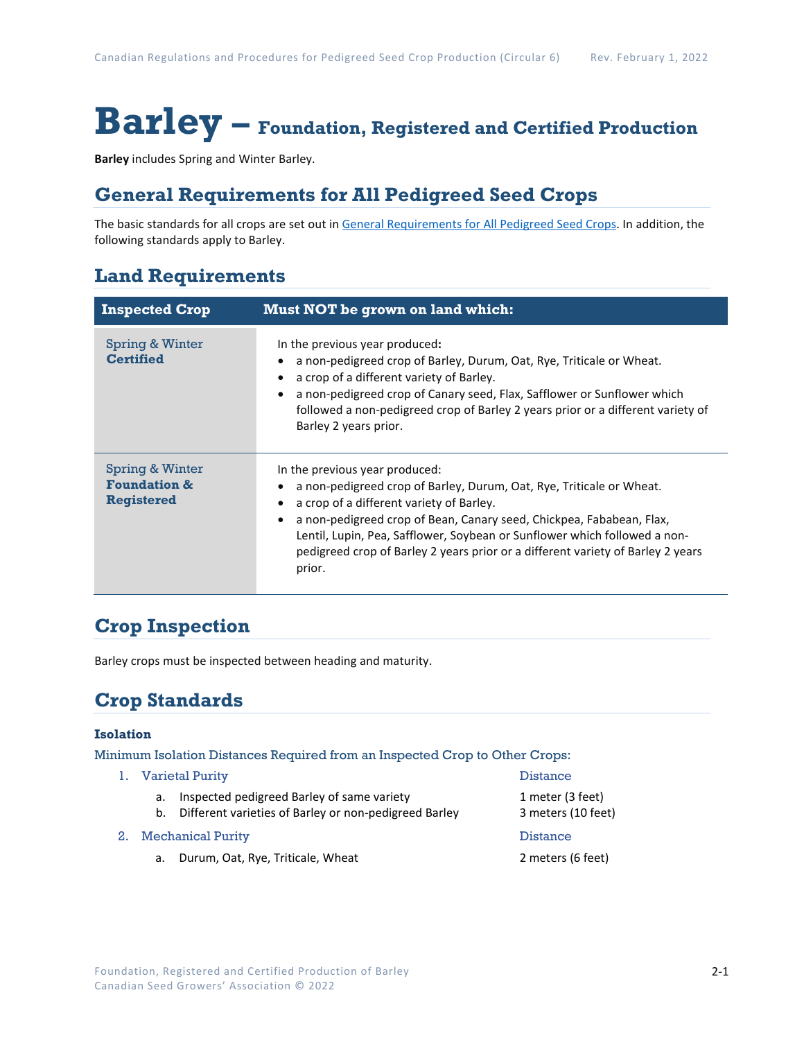# Barley – Foundation, Registered and Certified Production

**Barley** includes Spring and Winter Barley.

## General Requirements for All Pedigreed Seed Crops

The basic standards for all crops are set out in General Requirements for All Pedigreed Seed Crops. In addition, the following standards apply to Barley.

## Land Requirements

| Inspected Crop | Must NOT be grown on land which: |
|---|---|
| Spring & Winter **Certified** | In the previous year produced:<br>• a non-pedigreed crop of Barley, Durum, Oat, Rye, Triticale or Wheat.<br>• a crop of a different variety of Barley.<br>• a non-pedigreed crop of Canary seed, Flax, Safflower or Sunflower which followed a non-pedigreed crop of Barley 2 years prior or a different variety of Barley 2 years prior. |
| Spring & Winter **Foundation & Registered** | In the previous year produced:<br>• a non-pedigreed crop of Barley, Durum, Oat, Rye, Triticale or Wheat.<br>• a crop of a different variety of Barley.<br>• a non-pedigreed crop of Bean, Canary seed, Chickpea, Fababean, Flax, Lentil, Lupin, Pea, Safflower, Soybean or Sunflower which followed a non-pedigreed crop of Barley 2 years prior or a different variety of Barley 2 years prior. |

## Crop Inspection

Barley crops must be inspected between heading and maturity.

## Crop Standards

### Isolation

Minimum Isolation Distances Required from an Inspected Crop to Other Crops:

| | Distance |
|---|---|
| **1. Varietal Purity** | |
| a. Inspected pedigreed Barley of same variety | 1 meter (3 feet) |
| b. Different varieties of Barley or non-pedigreed Barley | 3 meters (10 feet) |
| **2. Mechanical Purity** | |
| a. Durum, Oat, Rye, Triticale, Wheat | 2 meters (6 feet) |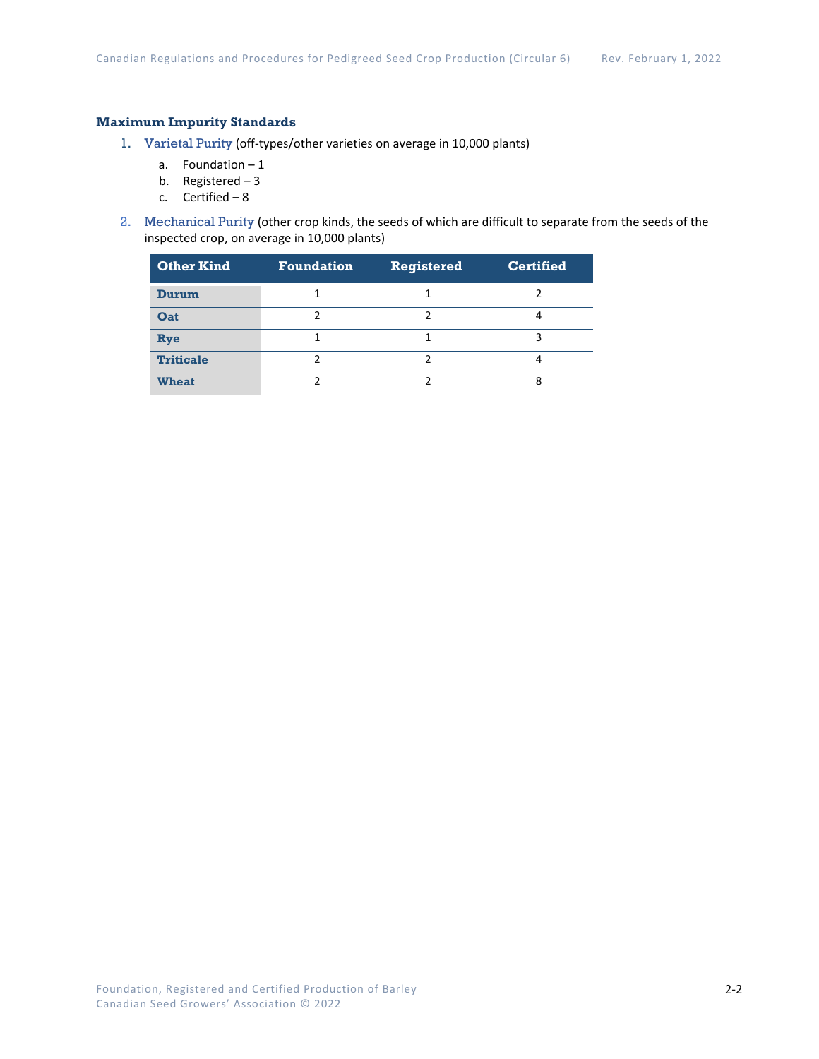### Maximum Impurity Standards

1. Varietal Purity (off-types/other varieties on average in 10,000 plants)
    a. Foundation – 1
    b. Registered – 3
    c. Certified – 8

2. Mechanical Purity (other crop kinds, the seeds of which are difficult to separate from the seeds of the inspected crop, on average in 10,000 plants)

| Other Kind | Foundation | Registered | Certified |
|---|---|---|---|
| **Durum** | 1 | 1 | 2 |
| **Oat** | 2 | 2 | 4 |
| **Rye** | 1 | 1 | 3 |
| **Triticale** | 2 | 2 | 4 |
| **Wheat** | 2 | 2 | 8 |